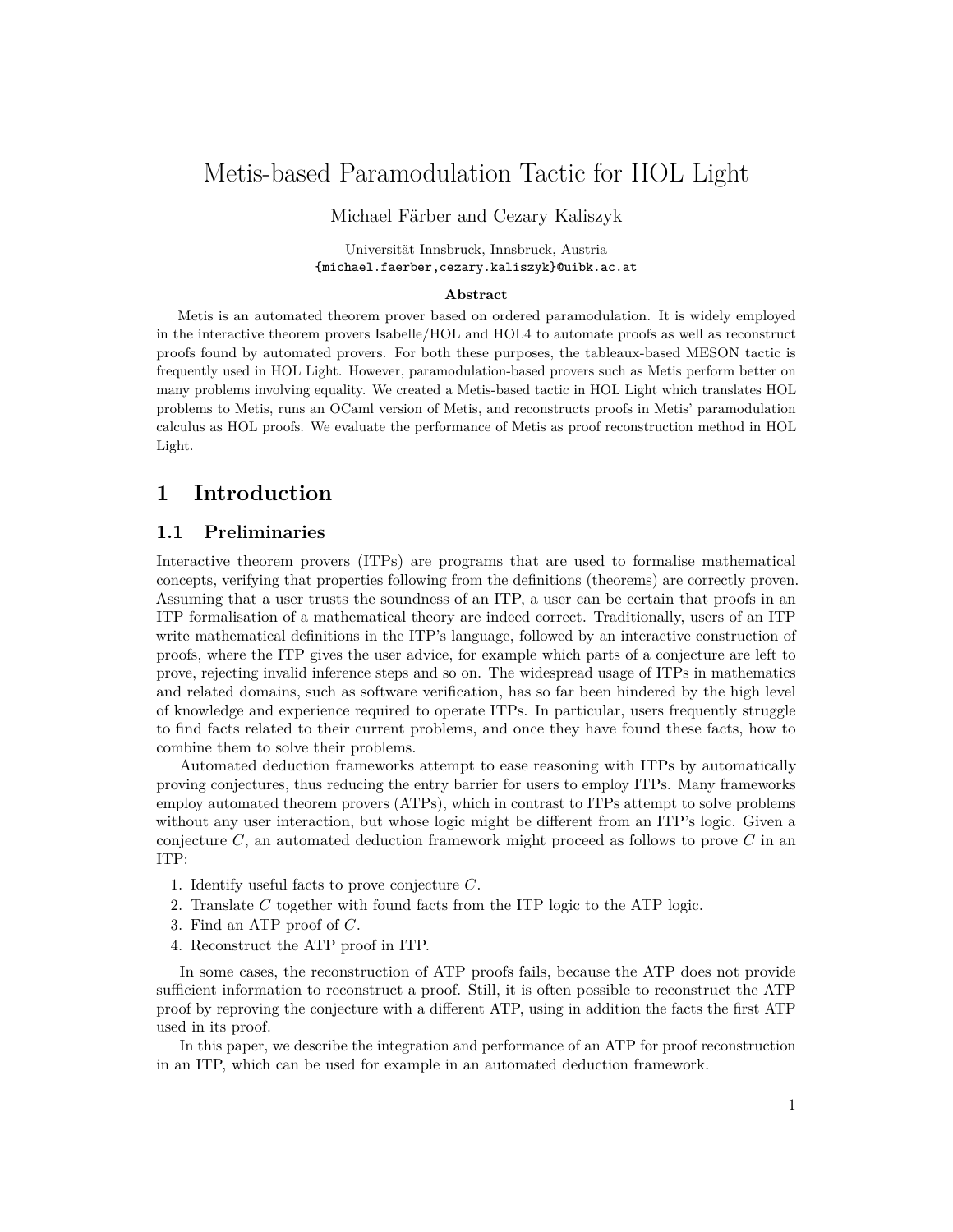# Metis-based Paramodulation Tactic for HOL Light

Michael Färber and Cezary Kaliszyk

Universität Innsbruck, Innsbruck, Austria
{michael.faerber,cezary.kaliszyk}@uibk.ac.at

**Abstract**

Metis is an automated theorem prover based on ordered paramodulation. It is widely employed in the interactive theorem provers Isabelle/HOL and HOL4 to automate proofs as well as reconstruct proofs found by automated provers. For both these purposes, the tableaux-based MESON tactic is frequently used in HOL Light. However, paramodulation-based provers such as Metis perform better on many problems involving equality. We created a Metis-based tactic in HOL Light which translates HOL problems to Metis, runs an OCaml version of Metis, and reconstructs proofs in Metis' paramodulation calculus as HOL proofs. We evaluate the performance of Metis as proof reconstruction method in HOL Light.

## 1 Introduction

### 1.1 Preliminaries

Interactive theorem provers (ITPs) are programs that are used to formalise mathematical concepts, verifying that properties following from the definitions (theorems) are correctly proven. Assuming that a user trusts the soundness of an ITP, a user can be certain that proofs in an ITP formalisation of a mathematical theory are indeed correct. Traditionally, users of an ITP write mathematical definitions in the ITP's language, followed by an interactive construction of proofs, where the ITP gives the user advice, for example which parts of a conjecture are left to prove, rejecting invalid inference steps and so on. The widespread usage of ITPs in mathematics and related domains, such as software verification, has so far been hindered by the high level of knowledge and experience required to operate ITPs. In particular, users frequently struggle to find facts related to their current problems, and once they have found these facts, how to combine them to solve their problems.

Automated deduction frameworks attempt to ease reasoning with ITPs by automatically proving conjectures, thus reducing the entry barrier for users to employ ITPs. Many frameworks employ automated theorem provers (ATPs), which in contrast to ITPs attempt to solve problems without any user interaction, but whose logic might be different from an ITP's logic. Given a conjecture $C$, an automated deduction framework might proceed as follows to prove $C$ in an ITP:

1. Identify useful facts to prove conjecture $C$.
2. Translate $C$ together with found facts from the ITP logic to the ATP logic.
3. Find an ATP proof of $C$.
4. Reconstruct the ATP proof in ITP.

In some cases, the reconstruction of ATP proofs fails, because the ATP does not provide sufficient information to reconstruct a proof. Still, it is often possible to reconstruct the ATP proof by reproving the conjecture with a different ATP, using in addition the facts the first ATP used in its proof.

In this paper, we describe the integration and performance of an ATP for proof reconstruction in an ITP, which can be used for example in an automated deduction framework.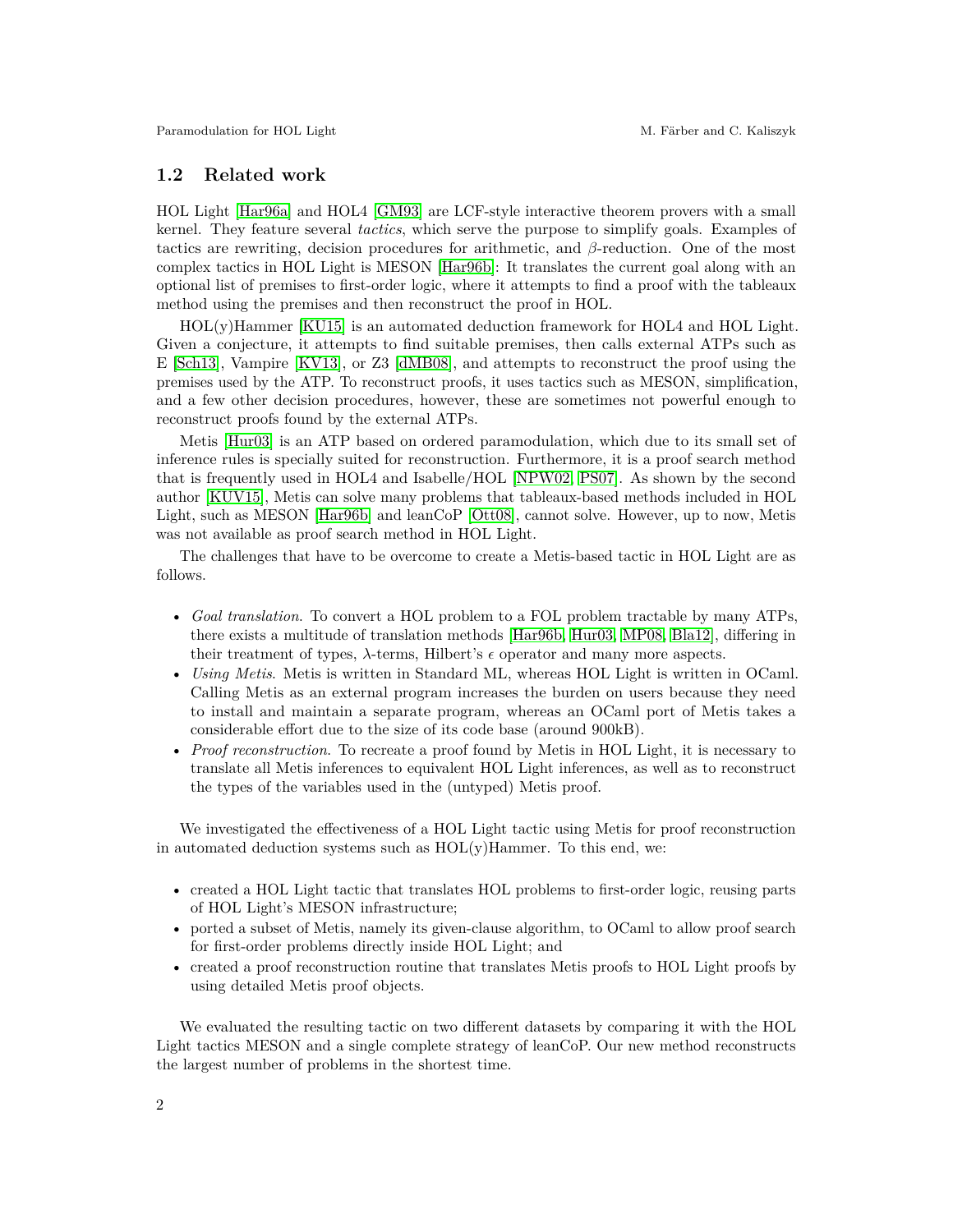### 1.2 Related work

HOL Light [Har96a] and HOL4 [GM93] are LCF-style interactive theorem provers with a small kernel. They feature several *tactics*, which serve the purpose to simplify goals. Examples of tactics are rewriting, decision procedures for arithmetic, and $\beta$-reduction. One of the most complex tactics in HOL Light is MESON [Har96b]: It translates the current goal along with an optional list of premises to first-order logic, where it attempts to find a proof with the tableaux method using the premises and then reconstruct the proof in HOL.

HOL(y)Hammer [KU15] is an automated deduction framework for HOL4 and HOL Light. Given a conjecture, it attempts to find suitable premises, then calls external ATPs such as E [Sch13], Vampire [KV13], or Z3 [dMB08], and attempts to reconstruct the proof using the premises used by the ATP. To reconstruct proofs, it uses tactics such as MESON, simplification, and a few other decision procedures, however, these are sometimes not powerful enough to reconstruct proofs found by the external ATPs.

Metis [Hur03] is an ATP based on ordered paramodulation, which due to its small set of inference rules is specially suited for reconstruction. Furthermore, it is a proof search method that is frequently used in HOL4 and Isabelle/HOL [NPW02, PS07]. As shown by the second author [KUV15], Metis can solve many problems that tableaux-based methods included in HOL Light, such as MESON [Har96b] and leanCoP [Ott08], cannot solve. However, up to now, Metis was not available as proof search method in HOL Light.

The challenges that have to be overcome to create a Metis-based tactic in HOL Light are as follows.

- *Goal translation.* To convert a HOL problem to a FOL problem tractable by many ATPs, there exists a multitude of translation methods [Har96b, Hur03, MP08, Bla12], differing in their treatment of types, $\lambda$-terms, Hilbert's $\epsilon$ operator and many more aspects.
- *Using Metis.* Metis is written in Standard ML, whereas HOL Light is written in OCaml. Calling Metis as an external program increases the burden on users because they need to install and maintain a separate program, whereas an OCaml port of Metis takes a considerable effort due to the size of its code base (around 900kB).
- *Proof reconstruction.* To recreate a proof found by Metis in HOL Light, it is necessary to translate all Metis inferences to equivalent HOL Light inferences, as well as to reconstruct the types of the variables used in the (untyped) Metis proof.

We investigated the effectiveness of a HOL Light tactic using Metis for proof reconstruction in automated deduction systems such as HOL(y)Hammer. To this end, we:

- created a HOL Light tactic that translates HOL problems to first-order logic, reusing parts of HOL Light's MESON infrastructure;
- ported a subset of Metis, namely its given-clause algorithm, to OCaml to allow proof search for first-order problems directly inside HOL Light; and
- created a proof reconstruction routine that translates Metis proofs to HOL Light proofs by using detailed Metis proof objects.

We evaluated the resulting tactic on two different datasets by comparing it with the HOL Light tactics MESON and a single complete strategy of leanCoP. Our new method reconstructs the largest number of problems in the shortest time.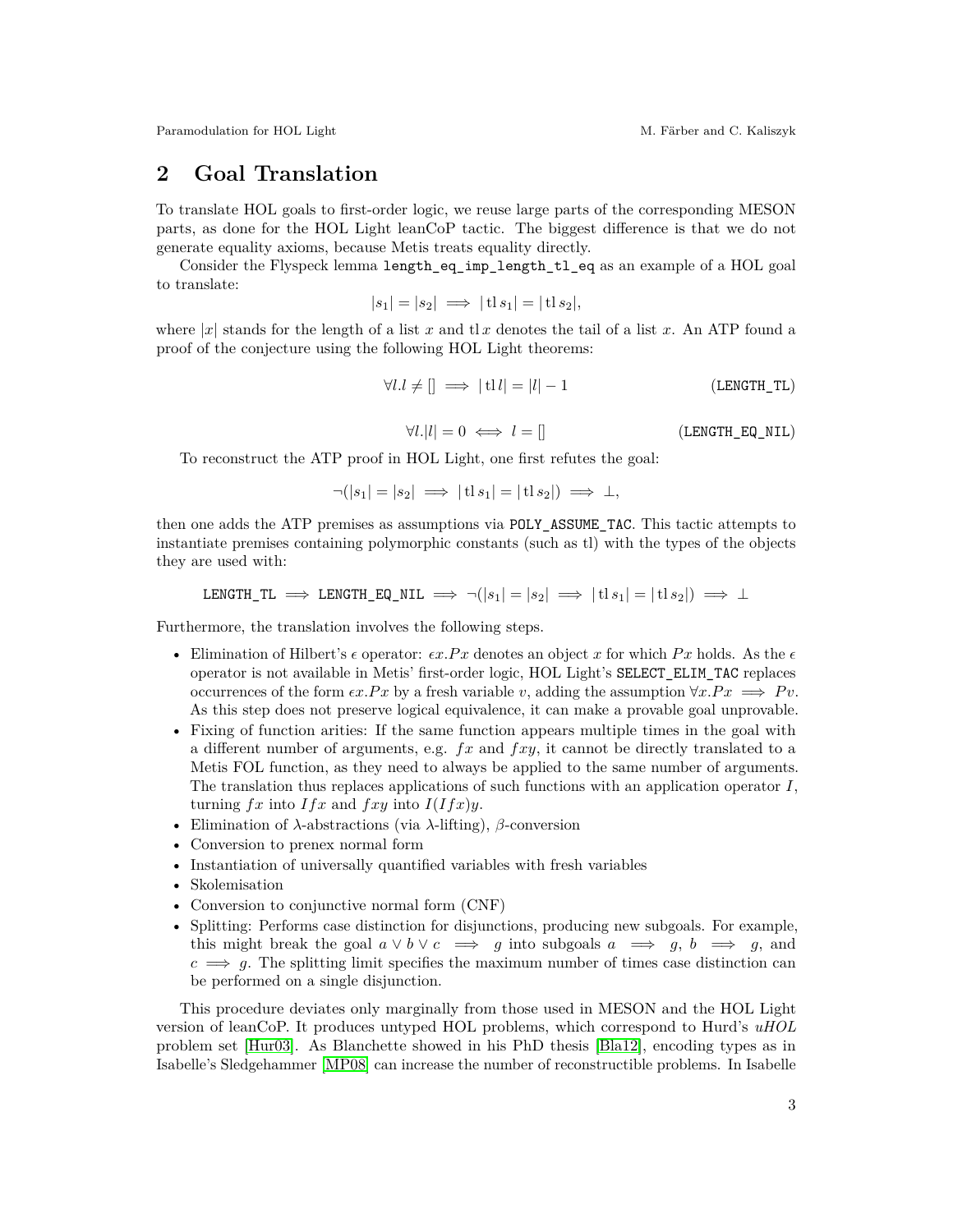## 2 Goal Translation

To translate HOL goals to first-order logic, we reuse large parts of the corresponding MESON parts, as done for the HOL Light leanCoP tactic. The biggest difference is that we do not generate equality axioms, because Metis treats equality directly.

Consider the Flyspeck lemma `length_eq_imp_length_tl_eq` as an example of a HOL goal to translate:

$$|s_1| = |s_2| \implies |\operatorname{tl} s_1| = |\operatorname{tl} s_2|,$$

where $|x|$ stands for the length of a list $x$ and $\operatorname{tl} x$ denotes the tail of a list $x$. An ATP found a proof of the conjecture using the following HOL Light theorems:

$$\forall l. l \neq [] \implies |\operatorname{tl} l| = |l| - 1 \qquad (\texttt{LENGTH\_TL})$$

$$\forall l. |l| = 0 \iff l = [] \qquad (\texttt{LENGTH\_EQ\_NIL})$$

To reconstruct the ATP proof in HOL Light, one first refutes the goal:

$$\neg(|s_1| = |s_2| \implies |\operatorname{tl} s_1| = |\operatorname{tl} s_2|) \implies \bot,$$

then one adds the ATP premises as assumptions via `POLY_ASSUME_TAC`. This tactic attempts to instantiate premises containing polymorphic constants (such as tl) with the types of the objects they are used with:

$$\texttt{LENGTH\_TL} \implies \texttt{LENGTH\_EQ\_NIL} \implies \neg(|s_1| = |s_2| \implies |\operatorname{tl} s_1| = |\operatorname{tl} s_2|) \implies \bot$$

Furthermore, the translation involves the following steps.

- Elimination of Hilbert's $\epsilon$ operator: $\epsilon x.Px$ denotes an object $x$ for which $Px$ holds. As the $\epsilon$ operator is not available in Metis' first-order logic, HOL Light's `SELECT_ELIM_TAC` replaces occurrences of the form $\epsilon x.Px$ by a fresh variable $v$, adding the assumption $\forall x.Px \implies Pv$. As this step does not preserve logical equivalence, it can make a provable goal unprovable.
- Fixing of function arities: If the same function appears multiple times in the goal with a different number of arguments, e.g. $fx$ and $fxy$, it cannot be directly translated to a Metis FOL function, as they need to always be applied to the same number of arguments. The translation thus replaces applications of such functions with an application operator $I$, turning $fx$ into $Ifx$ and $fxy$ into $I(Ifx)y$.
- Elimination of $\lambda$-abstractions (via $\lambda$-lifting), $\beta$-conversion
- Conversion to prenex normal form
- Instantiation of universally quantified variables with fresh variables
- Skolemisation
- Conversion to conjunctive normal form (CNF)
- Splitting: Performs case distinction for disjunctions, producing new subgoals. For example, this might break the goal $a \vee b \vee c \implies g$ into subgoals $a \implies g$, $b \implies g$, and $c \implies g$. The splitting limit specifies the maximum number of times case distinction can be performed on a single disjunction.

This procedure deviates only marginally from those used in MESON and the HOL Light version of leanCoP. It produces untyped HOL problems, which correspond to Hurd's *uHOL* problem set [Hur03]. As Blanchette showed in his PhD thesis [Bla12], encoding types as in Isabelle's Sledgehammer [MP08] can increase the number of reconstructible problems. In Isabelle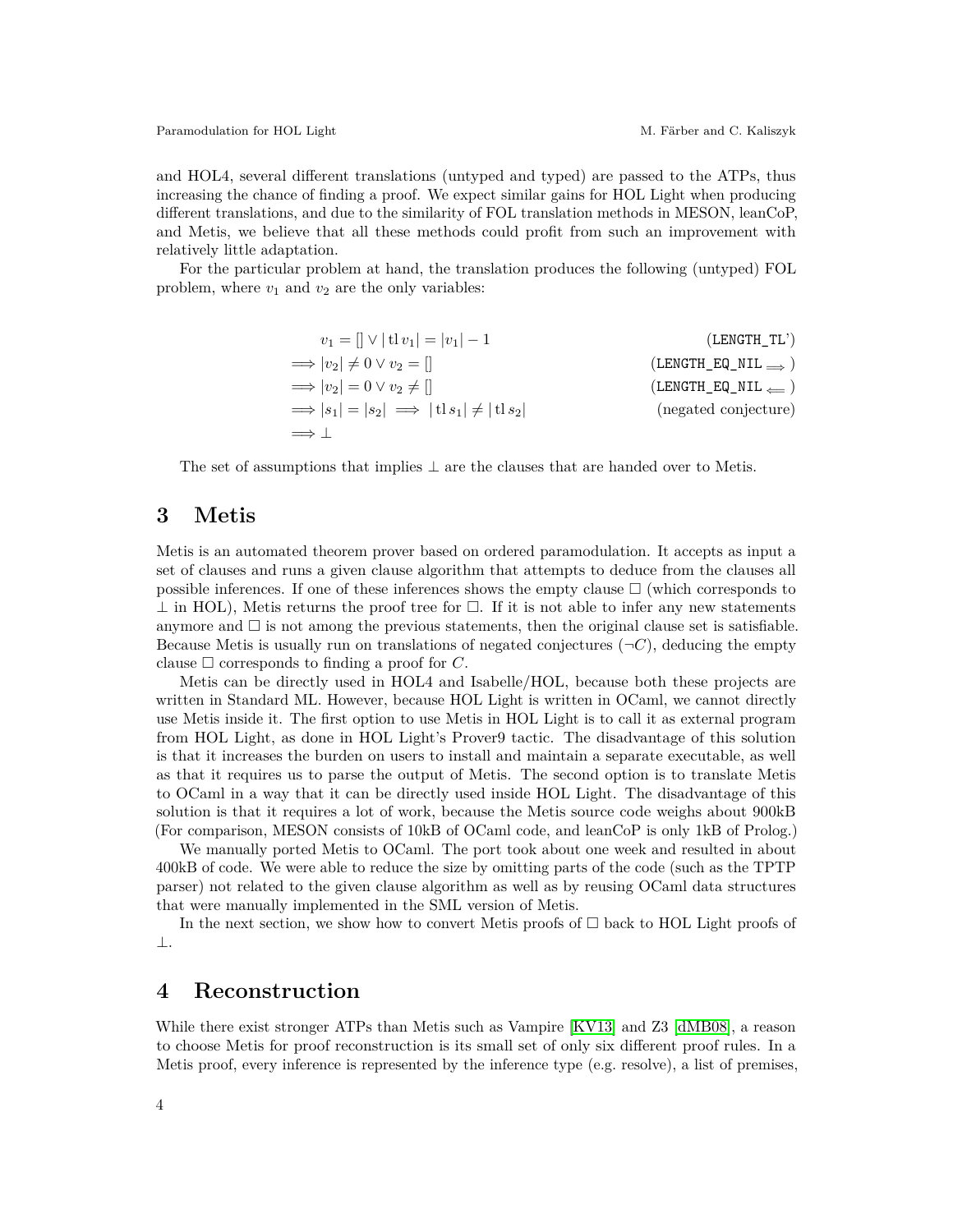and HOL4, several different translations (untyped and typed) are passed to the ATPs, thus increasing the chance of finding a proof. We expect similar gains for HOL Light when producing different translations, and due to the similarity of FOL translation methods in MESON, leanCoP, and Metis, we believe that all these methods could profit from such an improvement with relatively little adaptation.

For the particular problem at hand, the translation produces the following (untyped) FOL problem, where $v_1$ and $v_2$ are the only variables:

$$
\begin{aligned}
& v_1 = [] \lor |\operatorname{tl} v_1| = |v_1| - 1 && (\texttt{LENGTH\_TL'}) \\
\implies & |v_2| \neq 0 \lor v_2 = [] && (\texttt{LENGTH\_EQ\_NIL}_{\implies}) \\
\implies & |v_2| = 0 \lor v_2 \neq [] && (\texttt{LENGTH\_EQ\_NIL}_{\impliedby}) \\
\implies & |s_1| = |s_2| \implies |\operatorname{tl} s_1| \neq |\operatorname{tl} s_2| && (\text{negated conjecture}) \\
\implies & \bot
\end{aligned}
$$

The set of assumptions that implies $\bot$ are the clauses that are handed over to Metis.

## 3 Metis

Metis is an automated theorem prover based on ordered paramodulation. It accepts as input a set of clauses and runs a given clause algorithm that attempts to deduce from the clauses all possible inferences. If one of these inferences shows the empty clause $\square$ (which corresponds to $\bot$ in HOL), Metis returns the proof tree for $\square$. If it is not able to infer any new statements anymore and $\square$ is not among the previous statements, then the original clause set is satisfiable. Because Metis is usually run on translations of negated conjectures ($\neg C$), deducing the empty clause $\square$ corresponds to finding a proof for $C$.

Metis can be directly used in HOL4 and Isabelle/HOL, because both these projects are written in Standard ML. However, because HOL Light is written in OCaml, we cannot directly use Metis inside it. The first option to use Metis in HOL Light is to call it as external program from HOL Light, as done in HOL Light's Prover9 tactic. The disadvantage of this solution is that it increases the burden on users to install and maintain a separate executable, as well as that it requires us to parse the output of Metis. The second option is to translate Metis to OCaml in a way that it can be directly used inside HOL Light. The disadvantage of this solution is that it requires a lot of work, because the Metis source code weighs about 900kB (For comparison, MESON consists of 10kB of OCaml code, and leanCoP is only 1kB of Prolog.)

We manually ported Metis to OCaml. The port took about one week and resulted in about 400kB of code. We were able to reduce the size by omitting parts of the code (such as the TPTP parser) not related to the given clause algorithm as well as by reusing OCaml data structures that were manually implemented in the SML version of Metis.

In the next section, we show how to convert Metis proofs of $\square$ back to HOL Light proofs of $\bot$.

## 4 Reconstruction

While there exist stronger ATPs than Metis such as Vampire [KV13] and Z3 [dMB08], a reason to choose Metis for proof reconstruction is its small set of only six different proof rules. In a Metis proof, every inference is represented by the inference type (e.g. resolve), a list of premises,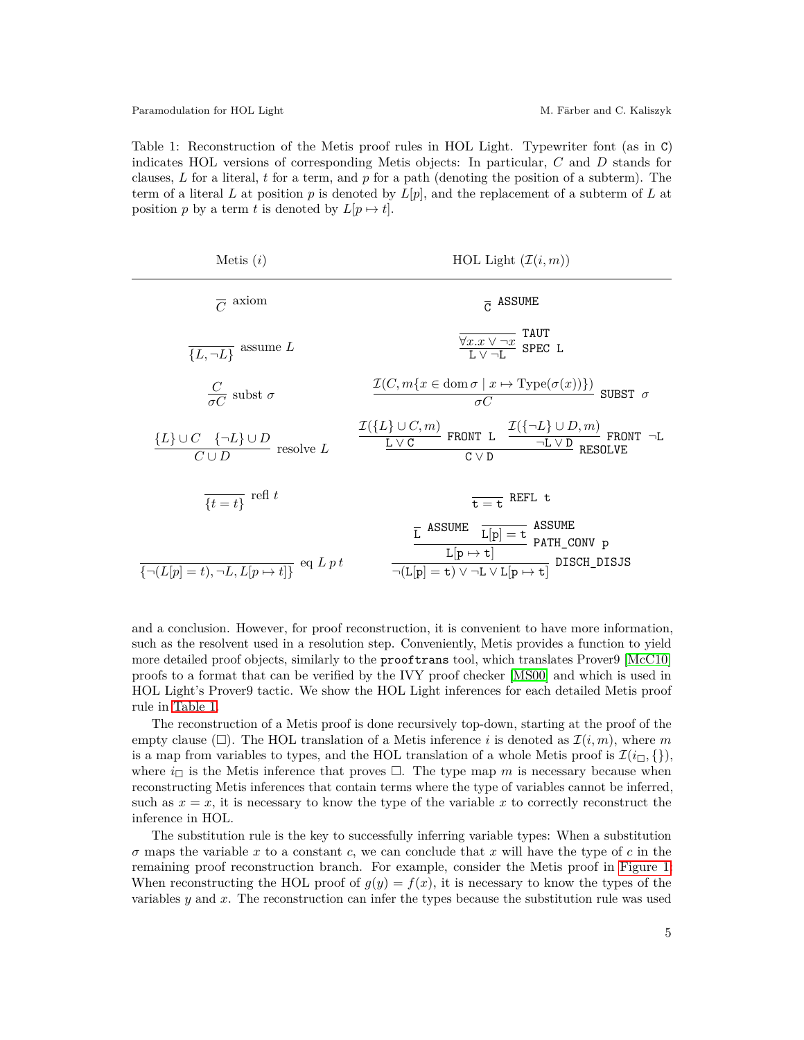Table 1: Reconstruction of the Metis proof rules in HOL Light. Typewriter font (as in `C`) indicates HOL versions of corresponding Metis objects: In particular, $C$ and $D$ stands for clauses, $L$ for a literal, $t$ for a term, and $p$ for a path (denoting the position of a subterm). The term of a literal $L$ at position $p$ is denoted by $L[p]$, and the replacement of a subterm of $L$ at position $p$ by a term $t$ is denoted by $L[p \mapsto t]$.

| Metis ($i$) | HOL Light ($\mathcal{I}(i, m)$) |
|---|---|
| $\dfrac{}{C}$ axiom | $\dfrac{}{\mathtt{C}}$ ASSUME |
| $\dfrac{}{\{L, \neg L\}}$ assume $L$ | $\dfrac{\dfrac{}{\forall x. x \vee \neg x}\ \mathtt{TAUT}}{\mathtt{L} \vee \neg \mathtt{L}}$ SPEC L |
| $\dfrac{C}{\sigma C}$ subst $\sigma$ | $\dfrac{\mathcal{I}(C, m\{x \in \operatorname{dom} \sigma \mid x \mapsto \mathrm{Type}(\sigma(x))\})}{\sigma C}$ SUBST $\sigma$ |
| $\dfrac{\{L\} \cup C \quad \{\neg L\} \cup D}{C \cup D}$ resolve $L$ | $\dfrac{\dfrac{\mathcal{I}(\{L\} \cup C, m)}{\mathtt{L} \vee \mathtt{C}}\ \mathtt{FRONT\ L} \quad \dfrac{\mathcal{I}(\{\neg L\} \cup D, m)}{\neg \mathtt{L} \vee \mathtt{D}}\ \mathtt{FRONT}\ \neg\mathtt{L}}{\mathtt{C} \vee \mathtt{D}}$ RESOLVE |
| $\dfrac{}{\{t = t\}}$ refl $t$ | $\dfrac{}{\mathtt{t} = \mathtt{t}}$ REFL t |
| $\dfrac{}{\{\neg(L[p] = t), \neg L, L[p \mapsto t]\}}$ eq $L\ p\ t$ | $\dfrac{\dfrac{\dfrac{}{\mathtt{L}}\ \mathtt{ASSUME} \quad \dfrac{}{\mathtt{L[p]} = \mathtt{t}}\ \mathtt{ASSUME}}{\mathtt{L[p \mapsto t]}}\ \mathtt{PATH\_CONV\ p}}{\neg(\mathtt{L[p]} = \mathtt{t}) \vee \neg \mathtt{L} \vee \mathtt{L[p \mapsto t]}}$ DISCH_DISJS |

and a conclusion. However, for proof reconstruction, it is convenient to have more information, such as the resolvent used in a resolution step. Conveniently, Metis provides a function to yield more detailed proof objects, similarly to the `prooftrans` tool, which translates Prover9 [McC10] proofs to a format that can be verified by the IVY proof checker [MS00] and which is used in HOL Light's Prover9 tactic. We show the HOL Light inferences for each detailed Metis proof rule in Table 1.

The reconstruction of a Metis proof is done recursively top-down, starting at the proof of the empty clause ($\Box$). The HOL translation of a Metis inference $i$ is denoted as $\mathcal{I}(i, m)$, where $m$ is a map from variables to types, and the HOL translation of a whole Metis proof is $\mathcal{I}(i_\Box, \{\})$, where $i_\Box$ is the Metis inference that proves $\Box$. The type map $m$ is necessary because when reconstructing Metis inferences that contain terms where the type of variables cannot be inferred, such as $x = x$, it is necessary to know the type of the variable $x$ to correctly reconstruct the inference in HOL.

The substitution rule is the key to successfully inferring variable types: When a substitution $\sigma$ maps the variable $x$ to a constant $c$, we can conclude that $x$ will have the type of $c$ in the remaining proof reconstruction branch. For example, consider the Metis proof in Figure 1: When reconstructing the HOL proof of $g(y) = f(x)$, it is necessary to know the types of the variables $y$ and $x$. The reconstruction can infer the types because the substitution rule was used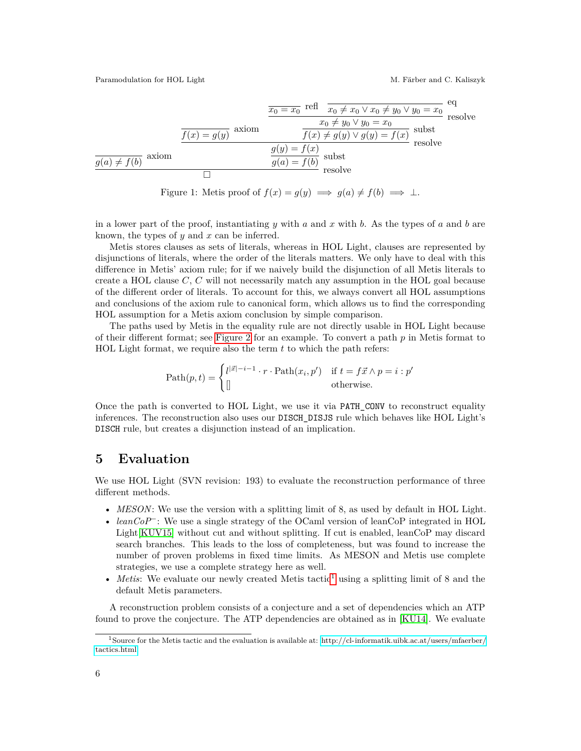$$
\dfrac{\dfrac{}{g(a) \neq f(b)}\ \text{axiom} \qquad \dfrac{\dfrac{\dfrac{}{f(x) = g(y)}\ \text{axiom} \qquad \dfrac{\dfrac{\dfrac{}{x_0 = x_0}\ \text{refl} \qquad \dfrac{}{x_0 \neq x_0 \lor x_0 \neq y_0 \lor y_0 = x_0}\ \text{eq}}{x_0 \neq y_0 \lor y_0 = x_0}\ \text{resolve}}{f(x) \neq g(y) \lor g(y) = f(x)}\ \text{subst}}{g(y) = f(x)}\ \text{resolve}}{g(a) = f(b)}\ \text{subst}}{\square}\ \text{resolve}
$$

Figure 1: Metis proof of $f(x) = g(y) \implies g(a) \neq f(b) \implies \bot$.

in a lower part of the proof, instantiating $y$ with $a$ and $x$ with $b$. As the types of $a$ and $b$ are known, the types of $y$ and $x$ can be inferred.

Metis stores clauses as sets of literals, whereas in HOL Light, clauses are represented by disjunctions of literals, where the order of the literals matters. We only have to deal with this difference in Metis' axiom rule; for if we naively build the disjunction of all Metis literals to create a HOL clause $C$, $C$ will not necessarily match any assumption in the HOL goal because of the different order of literals. To account for this, we always convert all HOL assumptions and conclusions of the axiom rule to canonical form, which allows us to find the corresponding HOL assumption for a Metis axiom conclusion by simple comparison.

The paths used by Metis in the equality rule are not directly usable in HOL Light because of their different format; see Figure 2 for an example. To convert a path $p$ in Metis format to HOL Light format, we require also the term $t$ to which the path refers:

$$
\text{Path}(p, t) = \begin{cases} l^{|\vec{x}|-i-1} \cdot r \cdot \text{Path}(x_i, p') & \text{if } t = f\vec{x} \land p = i : p' \\ [] & \text{otherwise.} \end{cases}
$$

Once the path is converted to HOL Light, we use it via `PATH_CONV` to reconstruct equality inferences. The reconstruction also uses our `DISCH_DISJS` rule which behaves like HOL Light's `DISCH` rule, but creates a disjunction instead of an implication.

## 5 Evaluation

We use HOL Light (SVN revision: 193) to evaluate the reconstruction performance of three different methods.

- *MESON*: We use the version with a splitting limit of 8, as used by default in HOL Light.
- *leanCoP*$^{-}$: We use a single strategy of the OCaml version of leanCoP integrated in HOL Light [KUV15] without cut and without splitting. If cut is enabled, leanCoP may discard search branches. This leads to the loss of completeness, but was found to increase the number of proven problems in fixed time limits. As MESON and Metis use complete strategies, we use a complete strategy here as well.
- *Metis*: We evaluate our newly created Metis tactic[1] using a splitting limit of 8 and the default Metis parameters.

A reconstruction problem consists of a conjecture and a set of dependencies which an ATP found to prove the conjecture. The ATP dependencies are obtained as in [KU14]. We evaluate

[1] Source for the Metis tactic and the evaluation is available at: http://cl-informatik.uibk.ac.at/users/mfaerber/tactics.html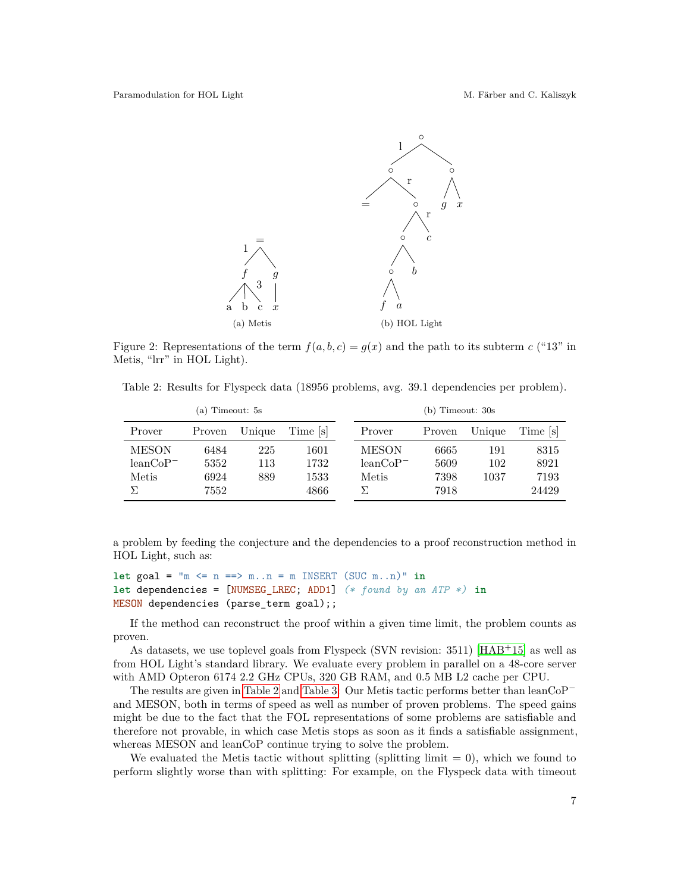(a) Metis

(b) HOL Light

Figure 2: Representations of the term $f(a, b, c) = g(x)$ and the path to its subterm $c$ ("13" in Metis, "lrr" in HOL Light).

Table 2: Results for Flyspeck data (18956 problems, avg. 39.1 dependencies per problem).

(a) Timeout: 5s

| Prover | Proven | Unique | Time [s] |
|---|---|---|---|
| MESON | 6484 | 225 | 1601 |
| leanCoP$^-$ | 5352 | 113 | 1732 |
| Metis | 6924 | 889 | 1533 |
| $\Sigma$ | 7552 | | 4866 |

(b) Timeout: 30s

| Prover | Proven | Unique | Time [s] |
|---|---|---|---|
| MESON | 6665 | 191 | 8315 |
| leanCoP$^-$ | 5609 | 102 | 8921 |
| Metis | 7398 | 1037 | 7193 |
| $\Sigma$ | 7918 | | 24429 |

a problem by feeding the conjecture and the dependencies to a proof reconstruction method in HOL Light, such as:

```
let goal = "m <= n ==> m..n = m INSERT (SUC m..n)" in
let dependencies = [NUMSEG_LREC; ADD1] (* found by an ATP *) in
MESON dependencies (parse_term goal);;
```

If the method can reconstruct the proof within a given time limit, the problem counts as proven.

As datasets, we use toplevel goals from Flyspeck (SVN revision: 3511) [HAB+15] as well as from HOL Light's standard library. We evaluate every problem in parallel on a 48-core server with AMD Opteron 6174 2.2 GHz CPUs, 320 GB RAM, and 0.5 MB L2 cache per CPU.

The results are given in Table 2 and Table 3. Our Metis tactic performs better than leanCoP$^-$ and MESON, both in terms of speed as well as number of proven problems. The speed gains might be due to the fact that the FOL representations of some problems are satisfiable and therefore not provable, in which case Metis stops as soon as it finds a satisfiable assignment, whereas MESON and leanCoP continue trying to solve the problem.

We evaluated the Metis tactic without splitting (splitting limit = 0), which we found to perform slightly worse than with splitting: For example, on the Flyspeck data with timeout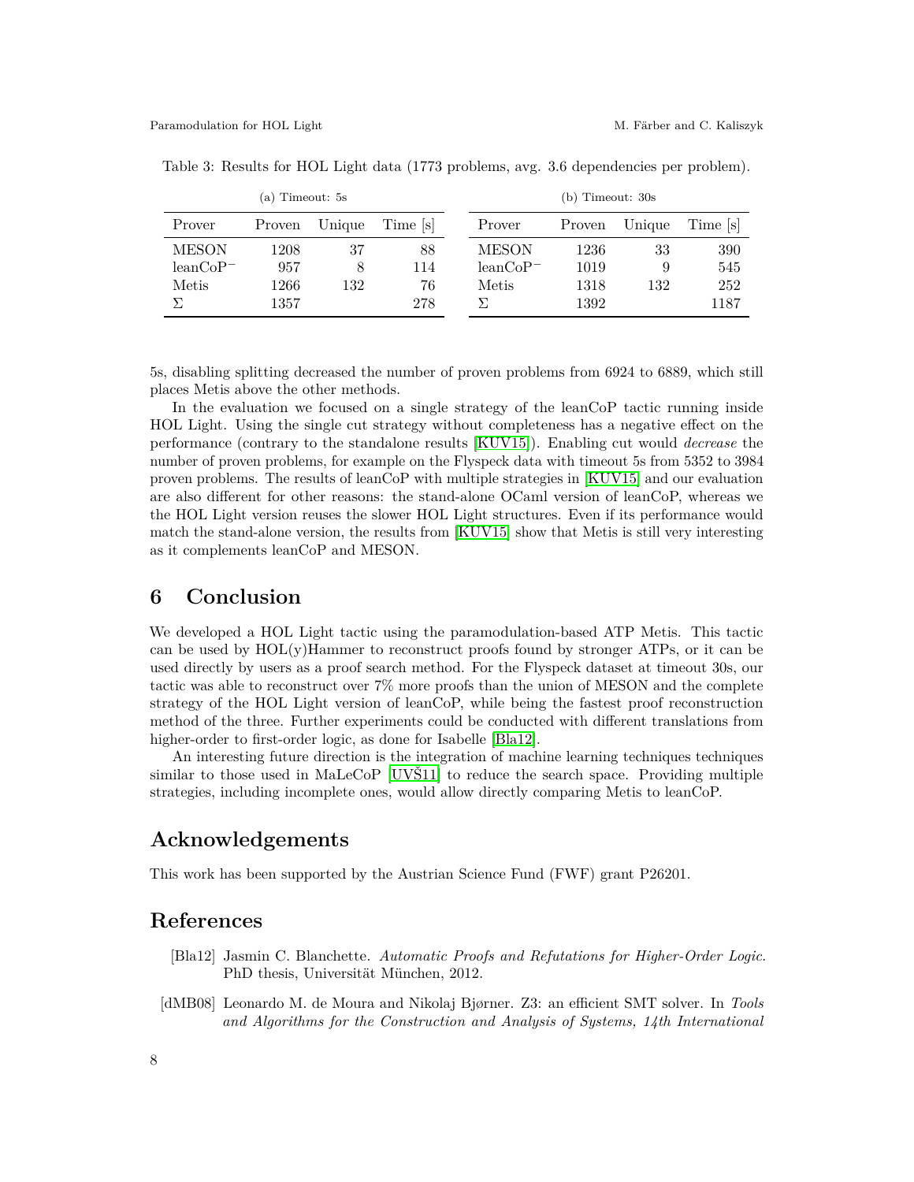Table 3: Results for HOL Light data (1773 problems, avg. 3.6 dependencies per problem).

(a) Timeout: 5s

| Prover | Proven | Unique | Time [s] |
|---|---|---|---|
| MESON | 1208 | 37 | 88 |
| leanCoP$^-$ | 957 | 8 | 114 |
| Metis | 1266 | 132 | 76 |
| $\Sigma$ | 1357 | | 278 |

(b) Timeout: 30s

| Prover | Proven | Unique | Time [s] |
|---|---|---|---|
| MESON | 1236 | 33 | 390 |
| leanCoP$^-$ | 1019 | 9 | 545 |
| Metis | 1318 | 132 | 252 |
| $\Sigma$ | 1392 | | 1187 |

5s, disabling splitting decreased the number of proven problems from 6924 to 6889, which still places Metis above the other methods.

In the evaluation we focused on a single strategy of the leanCoP tactic running inside HOL Light. Using the single cut strategy without completeness has a negative effect on the performance (contrary to the standalone results [KUV15]). Enabling cut would *decrease* the number of proven problems, for example on the Flyspeck data with timeout 5s from 5352 to 3984 proven problems. The results of leanCoP with multiple strategies in [KUV15] and our evaluation are also different for other reasons: the stand-alone OCaml version of leanCoP, whereas we the HOL Light version reuses the slower HOL Light structures. Even if its performance would match the stand-alone version, the results from [KUV15] show that Metis is still very interesting as it complements leanCoP and MESON.

## 6 Conclusion

We developed a HOL Light tactic using the paramodulation-based ATP Metis. This tactic can be used by HOL(y)Hammer to reconstruct proofs found by stronger ATPs, or it can be used directly by users as a proof search method. For the Flyspeck dataset at timeout 30s, our tactic was able to reconstruct over 7% more proofs than the union of MESON and the complete strategy of the HOL Light version of leanCoP, while being the fastest proof reconstruction method of the three. Further experiments could be conducted with different translations from higher-order to first-order logic, as done for Isabelle [Bla12].

An interesting future direction is the integration of machine learning techniques techniques similar to those used in MaLeCoP [UVŠ11] to reduce the search space. Providing multiple strategies, including incomplete ones, would allow directly comparing Metis to leanCoP.

## Acknowledgements

This work has been supported by the Austrian Science Fund (FWF) grant P26201.

## References

[Bla12] Jasmin C. Blanchette. *Automatic Proofs and Refutations for Higher-Order Logic*. PhD thesis, Universität München, 2012.

[dMB08] Leonardo M. de Moura and Nikolaj Bjørner. Z3: an efficient SMT solver. In *Tools and Algorithms for the Construction and Analysis of Systems, 14th International*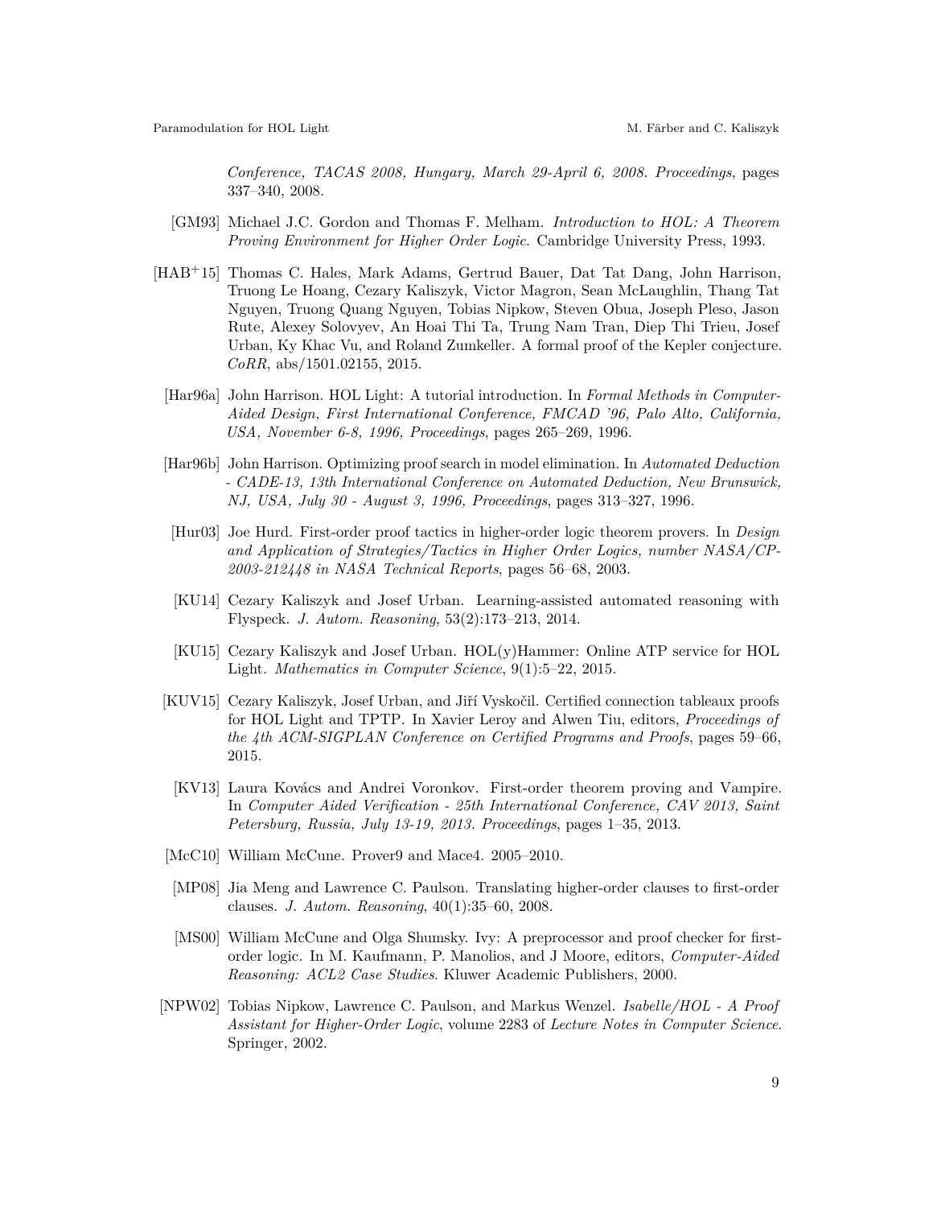*Conference, TACAS 2008, Hungary, March 29-April 6, 2008. Proceedings*, pages 337–340, 2008.

[GM93] Michael J.C. Gordon and Thomas F. Melham. *Introduction to HOL: A Theorem Proving Environment for Higher Order Logic*. Cambridge University Press, 1993.

[HAB+15] Thomas C. Hales, Mark Adams, Gertrud Bauer, Dat Tat Dang, John Harrison, Truong Le Hoang, Cezary Kaliszyk, Victor Magron, Sean McLaughlin, Thang Tat Nguyen, Truong Quang Nguyen, Tobias Nipkow, Steven Obua, Joseph Pleso, Jason Rute, Alexey Solovyev, An Hoai Thi Ta, Trung Nam Tran, Diep Thi Trieu, Josef Urban, Ky Khac Vu, and Roland Zumkeller. A formal proof of the Kepler conjecture. *CoRR*, abs/1501.02155, 2015.

[Har96a] John Harrison. HOL Light: A tutorial introduction. In *Formal Methods in Computer-Aided Design, First International Conference, FMCAD '96, Palo Alto, California, USA, November 6-8, 1996, Proceedings*, pages 265–269, 1996.

[Har96b] John Harrison. Optimizing proof search in model elimination. In *Automated Deduction - CADE-13, 13th International Conference on Automated Deduction, New Brunswick, NJ, USA, July 30 - August 3, 1996, Proceedings*, pages 313–327, 1996.

[Hur03] Joe Hurd. First-order proof tactics in higher-order logic theorem provers. In *Design and Application of Strategies/Tactics in Higher Order Logics, number NASA/CP-2003-212448 in NASA Technical Reports*, pages 56–68, 2003.

[KU14] Cezary Kaliszyk and Josef Urban. Learning-assisted automated reasoning with Flyspeck. *J. Autom. Reasoning*, 53(2):173–213, 2014.

[KU15] Cezary Kaliszyk and Josef Urban. HOL(y)Hammer: Online ATP service for HOL Light. *Mathematics in Computer Science*, 9(1):5–22, 2015.

[KUV15] Cezary Kaliszyk, Josef Urban, and Jiří Vyskočil. Certified connection tableaux proofs for HOL Light and TPTP. In Xavier Leroy and Alwen Tiu, editors, *Proceedings of the 4th ACM-SIGPLAN Conference on Certified Programs and Proofs*, pages 59–66, 2015.

[KV13] Laura Kovács and Andrei Voronkov. First-order theorem proving and Vampire. In *Computer Aided Verification - 25th International Conference, CAV 2013, Saint Petersburg, Russia, July 13-19, 2013. Proceedings*, pages 1–35, 2013.

[McC10] William McCune. Prover9 and Mace4. 2005–2010.

[MP08] Jia Meng and Lawrence C. Paulson. Translating higher-order clauses to first-order clauses. *J. Autom. Reasoning*, 40(1):35–60, 2008.

[MS00] William McCune and Olga Shumsky. Ivy: A preprocessor and proof checker for first-order logic. In M. Kaufmann, P. Manolios, and J Moore, editors, *Computer-Aided Reasoning: ACL2 Case Studies*. Kluwer Academic Publishers, 2000.

[NPW02] Tobias Nipkow, Lawrence C. Paulson, and Markus Wenzel. *Isabelle/HOL - A Proof Assistant for Higher-Order Logic*, volume 2283 of *Lecture Notes in Computer Science*. Springer, 2002.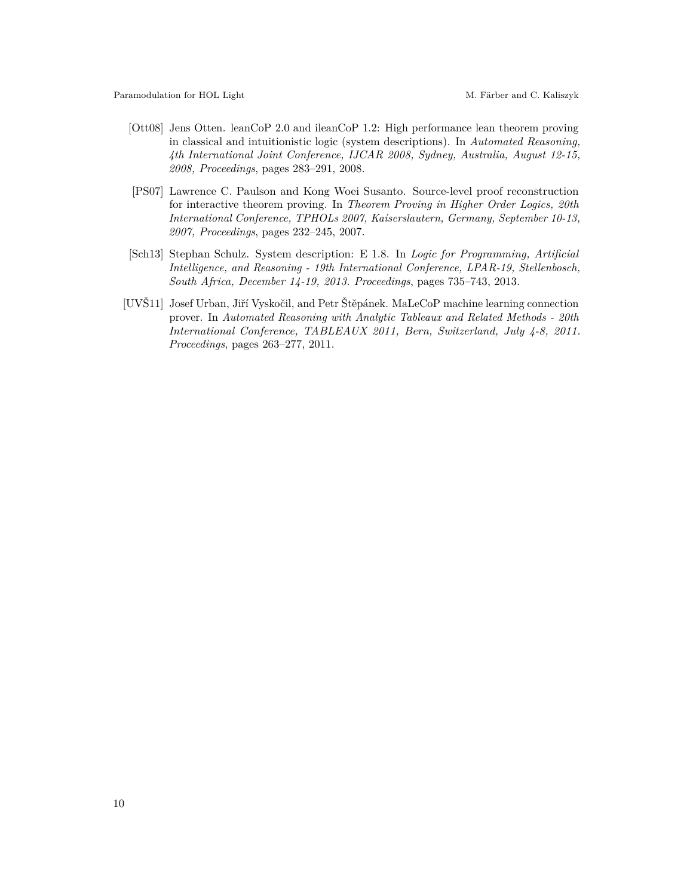[Ott08] Jens Otten. leanCoP 2.0 and ileanCoP 1.2: High performance lean theorem proving in classical and intuitionistic logic (system descriptions). In *Automated Reasoning, 4th International Joint Conference, IJCAR 2008, Sydney, Australia, August 12-15, 2008, Proceedings*, pages 283–291, 2008.

[PS07] Lawrence C. Paulson and Kong Woei Susanto. Source-level proof reconstruction for interactive theorem proving. In *Theorem Proving in Higher Order Logics, 20th International Conference, TPHOLs 2007, Kaiserslautern, Germany, September 10-13, 2007, Proceedings*, pages 232–245, 2007.

[Sch13] Stephan Schulz. System description: E 1.8. In *Logic for Programming, Artificial Intelligence, and Reasoning - 19th International Conference, LPAR-19, Stellenbosch, South Africa, December 14-19, 2013. Proceedings*, pages 735–743, 2013.

[UVŠ11] Josef Urban, Jiří Vyskočil, and Petr Štěpánek. MaLeCoP machine learning connection prover. In *Automated Reasoning with Analytic Tableaux and Related Methods - 20th International Conference, TABLEAUX 2011, Bern, Switzerland, July 4-8, 2011. Proceedings*, pages 263–277, 2011.